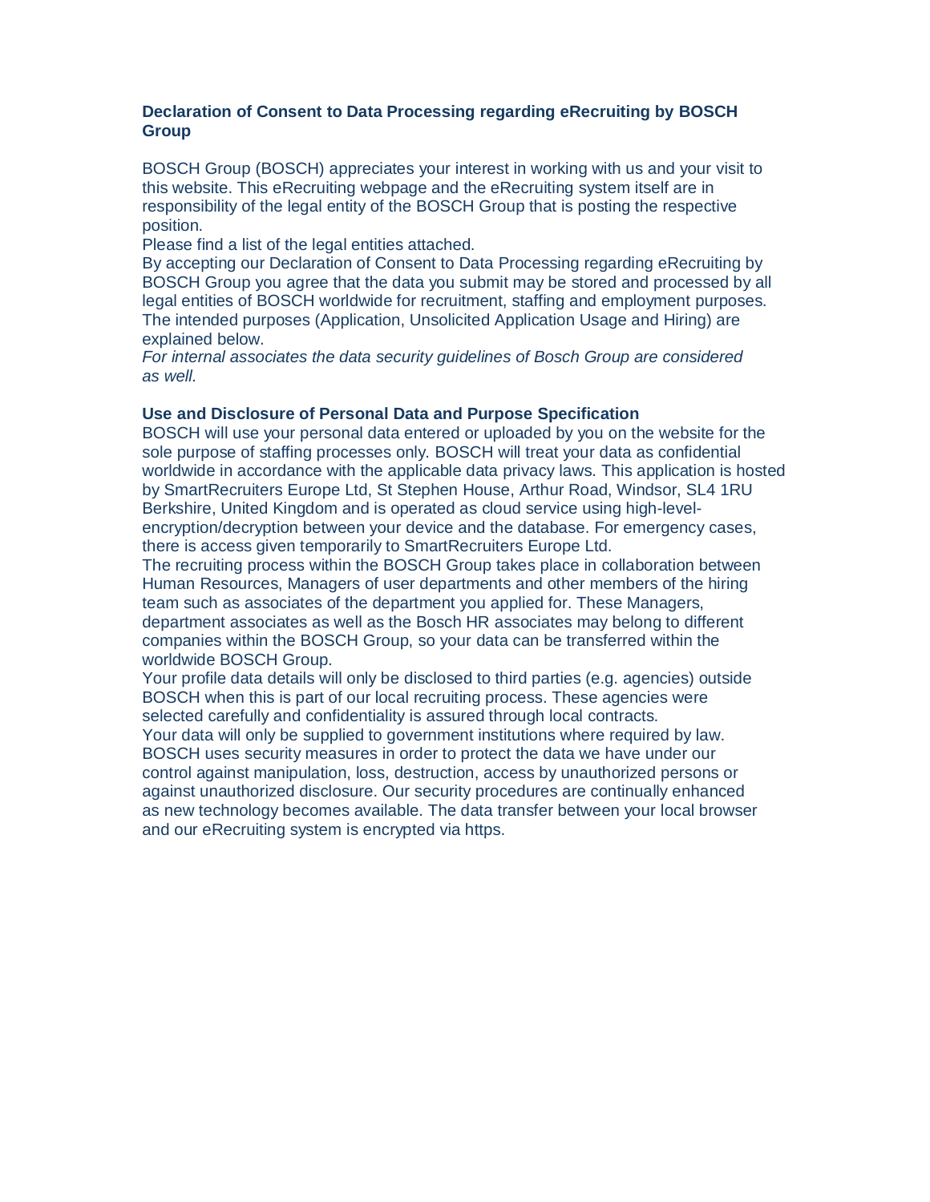# Declaration of Consent to Data Processing regarding eRecruiting by BOSCH Group

BOSCH Group (BOSCH) appreciates your interest in working with us and your visit to this website. This eRecruiting webpage and the eRecruiting system itself are in responsibility of the legal entity of the BOSCH Group that is posting the respective position.
Please find a list of the legal entities attached.
By accepting our Declaration of Consent to Data Processing regarding eRecruiting by BOSCH Group you agree that the data you submit may be stored and processed by all legal entities of BOSCH worldwide for recruitment, staffing and employment purposes. The intended purposes (Application, Unsolicited Application Usage and Hiring) are explained below.
*For internal associates the data security guidelines of Bosch Group are considered as well.*

## Use and Disclosure of Personal Data and Purpose Specification

BOSCH will use your personal data entered or uploaded by you on the website for the sole purpose of staffing processes only. BOSCH will treat your data as confidential worldwide in accordance with the applicable data privacy laws. This application is hosted by SmartRecruiters Europe Ltd, St Stephen House, Arthur Road, Windsor, SL4 1RU Berkshire, United Kingdom and is operated as cloud service using high-level-encryption/decryption between your device and the database. For emergency cases, there is access given temporarily to SmartRecruiters Europe Ltd.
The recruiting process within the BOSCH Group takes place in collaboration between Human Resources, Managers of user departments and other members of the hiring team such as associates of the department you applied for. These Managers, department associates as well as the Bosch HR associates may belong to different companies within the BOSCH Group, so your data can be transferred within the worldwide BOSCH Group.
Your profile data details will only be disclosed to third parties (e.g. agencies) outside BOSCH when this is part of our local recruiting process. These agencies were selected carefully and confidentiality is assured through local contracts.
Your data will only be supplied to government institutions where required by law.
BOSCH uses security measures in order to protect the data we have under our control against manipulation, loss, destruction, access by unauthorized persons or against unauthorized disclosure. Our security procedures are continually enhanced as new technology becomes available. The data transfer between your local browser and our eRecruiting system is encrypted via https.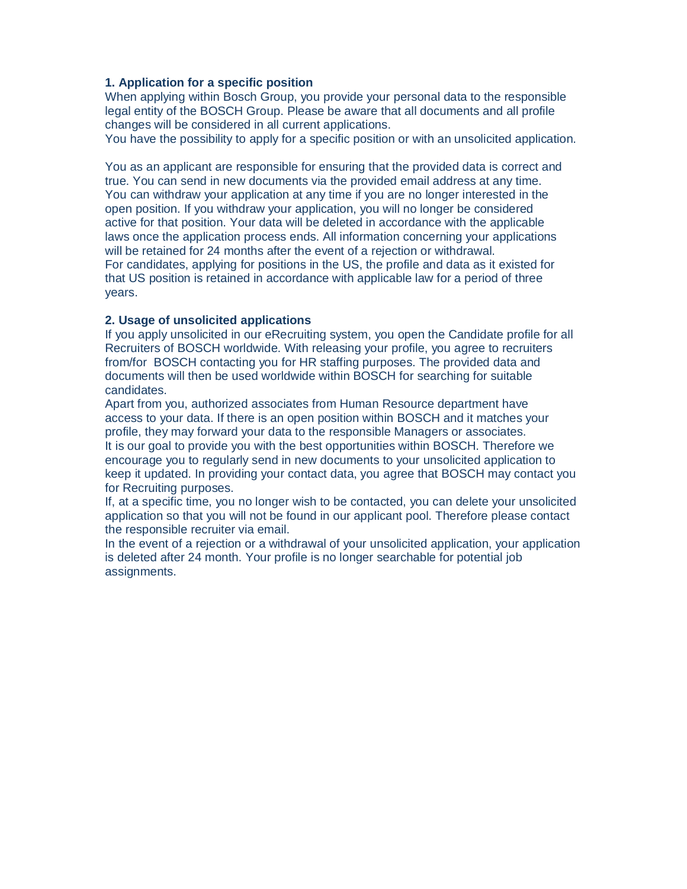**1. Application for a specific position**

When applying within Bosch Group, you provide your personal data to the responsible legal entity of the BOSCH Group. Please be aware that all documents and all profile changes will be considered in all current applications.
You have the possibility to apply for a specific position or with an unsolicited application.

You as an applicant are responsible for ensuring that the provided data is correct and true. You can send in new documents via the provided email address at any time.
You can withdraw your application at any time if you are no longer interested in the open position. If you withdraw your application, you will no longer be considered active for that position. Your data will be deleted in accordance with the applicable laws once the application process ends. All information concerning your applications will be retained for 24 months after the event of a rejection or withdrawal.
For candidates, applying for positions in the US, the profile and data as it existed for that US position is retained in accordance with applicable law for a period of three years.

**2. Usage of unsolicited applications**

If you apply unsolicited in our eRecruiting system, you open the Candidate profile for all Recruiters of BOSCH worldwide. With releasing your profile, you agree to recruiters from/for BOSCH contacting you for HR staffing purposes. The provided data and documents will then be used worldwide within BOSCH for searching for suitable candidates.
Apart from you, authorized associates from Human Resource department have access to your data. If there is an open position within BOSCH and it matches your profile, they may forward your data to the responsible Managers or associates.
It is our goal to provide you with the best opportunities within BOSCH. Therefore we encourage you to regularly send in new documents to your unsolicited application to keep it updated. In providing your contact data, you agree that BOSCH may contact you for Recruiting purposes.
If, at a specific time, you no longer wish to be contacted, you can delete your unsolicited application so that you will not be found in our applicant pool. Therefore please contact the responsible recruiter via email.
In the event of a rejection or a withdrawal of your unsolicited application, your application is deleted after 24 month. Your profile is no longer searchable for potential job assignments.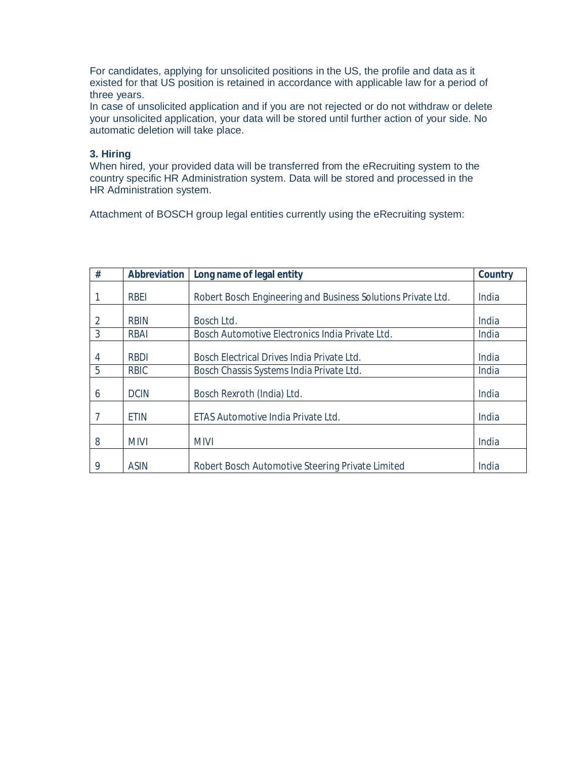For candidates, applying for unsolicited positions in the US, the profile and data as it existed for that US position is retained in accordance with applicable law for a period of three years.
In case of unsolicited application and if you are not rejected or do not withdraw or delete your unsolicited application, your data will be stored until further action of your side. No automatic deletion will take place.

### 3. Hiring

When hired, your provided data will be transferred from the eRecruiting system to the country specific HR Administration system. Data will be stored and processed in the HR Administration system.

Attachment of BOSCH group legal entities currently using the eRecruiting system:

| # | Abbreviation | Long name of legal entity | Country |
|---|---|---|---|
| 1 | RBEI | Robert Bosch Engineering and Business Solutions Private Ltd. | India |
| 2 | RBIN | Bosch Ltd. | India |
| 3 | RBAI | Bosch Automotive Electronics India Private Ltd. | India |
| 4 | RBDI | Bosch Electrical Drives India Private Ltd. | India |
| 5 | RBIC | Bosch Chassis Systems India Private Ltd. | India |
| 6 | DCIN | Bosch Rexroth (India) Ltd. | India |
| 7 | ETIN | ETAS Automotive India Private Ltd. | India |
| 8 | MIVI | MIVI | India |
| 9 | ASIN | Robert Bosch Automotive Steering Private Limited | India |